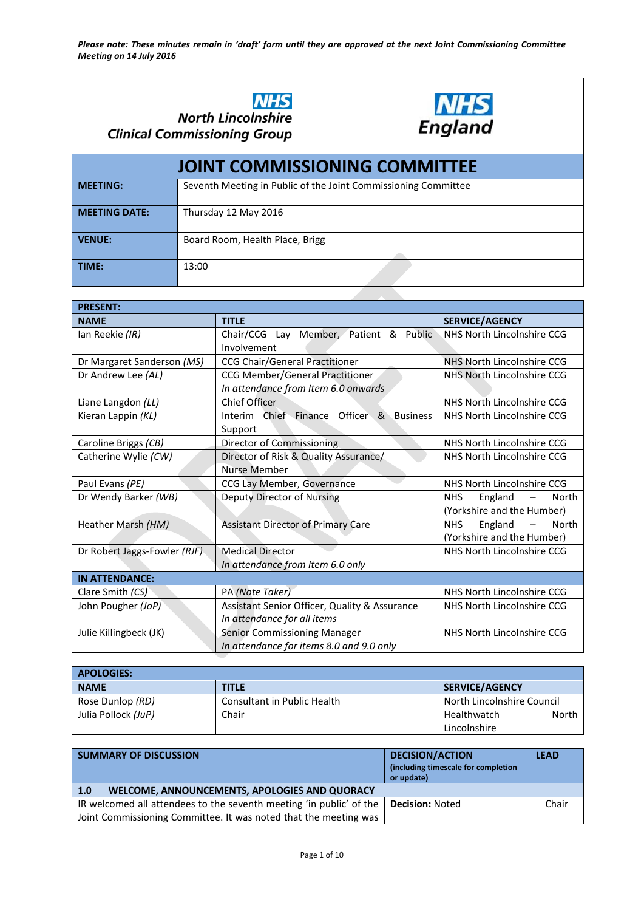*Please note: These minutes remain in 'draft' form until they are approved at the next Joint Commissioning Committee Meeting on 14 July 2016*

**NHS North Lincolnshire Clinical Commissioning Group**

**NHS England**

# JOINT COMMISSIONING COMMITTEE

| | |
|---|---|
| **MEETING:** | Seventh Meeting in Public of the Joint Commissioning Committee |
| **MEETING DATE:** | Thursday 12 May 2016 |
| **VENUE:** | Board Room, Health Place, Brigg |
| **TIME:** | 13:00 |

| **PRESENT:** | | |
|---|---|---|
| **NAME** | **TITLE** | **SERVICE/AGENCY** |
| Ian Reekie *(IR)* | Chair/CCG Lay Member, Patient & Public Involvement | NHS North Lincolnshire CCG |
| Dr Margaret Sanderson *(MS)* | CCG Chair/General Practitioner | NHS North Lincolnshire CCG |
| Dr Andrew Lee *(AL)* | CCG Member/General Practitioner *In attendance from Item 6.0 onwards* | NHS North Lincolnshire CCG |
| Liane Langdon *(LL)* | Chief Officer | NHS North Lincolnshire CCG |
| Kieran Lappin *(KL)* | Interim Chief Finance Officer & Business Support | NHS North Lincolnshire CCG |
| Caroline Briggs *(CB)* | Director of Commissioning | NHS North Lincolnshire CCG |
| Catherine Wylie *(CW)* | Director of Risk & Quality Assurance/ Nurse Member | NHS North Lincolnshire CCG |
| Paul Evans *(PE)* | CCG Lay Member, Governance | NHS North Lincolnshire CCG |
| Dr Wendy Barker *(WB)* | Deputy Director of Nursing | NHS England – North (Yorkshire and the Humber) |
| Heather Marsh *(HM)* | Assistant Director of Primary Care | NHS England – North (Yorkshire and the Humber) |
| Dr Robert Jaggs-Fowler *(RJF)* | Medical Director *In attendance from Item 6.0 only* | NHS North Lincolnshire CCG |
| **IN ATTENDANCE:** | | |
| Clare Smith *(CS)* | PA *(Note Taker)* | NHS North Lincolnshire CCG |
| John Pougher *(JoP)* | Assistant Senior Officer, Quality & Assurance *In attendance for all items* | NHS North Lincolnshire CCG |
| Julie Killingbeck (JK) | Senior Commissioning Manager *In attendance for items 8.0 and 9.0 only* | NHS North Lincolnshire CCG |

| **APOLOGIES:** | | |
|---|---|---|
| **NAME** | **TITLE** | **SERVICE/AGENCY** |
| Rose Dunlop *(RD)* | Consultant in Public Health | North Lincolnshire Council |
| Julia Pollock *(JuP)* | Chair | Healthwatch North Lincolnshire |

| **SUMMARY OF DISCUSSION** | **DECISION/ACTION** (including timescale for completion or update) | **LEAD** |
|---|---|---|
| **1.0 WELCOME, ANNOUNCEMENTS, APOLOGIES AND QUORACY** | | |
| IR welcomed all attendees to the seventh meeting 'in public' of the Joint Commissioning Committee. It was noted that the meeting was | **Decision:** Noted | Chair |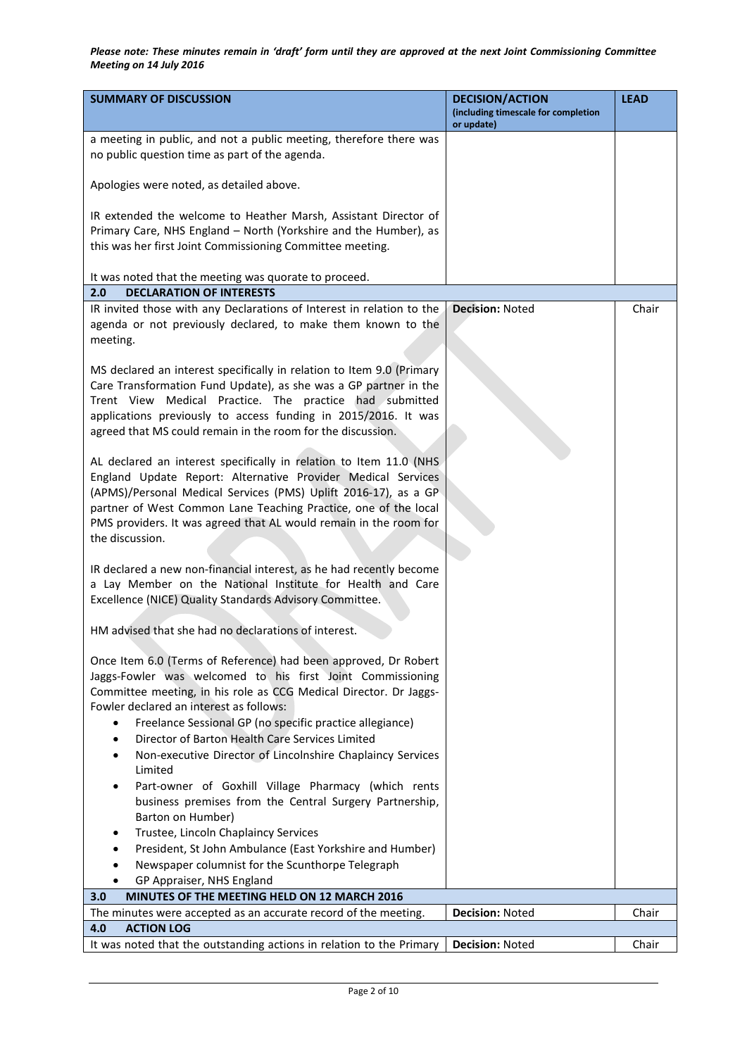*Please note: These minutes remain in 'draft' form until they are approved at the next Joint Commissioning Committee Meeting on 14 July 2016*

| SUMMARY OF DISCUSSION | DECISION/ACTION (including timescale for completion or update) | LEAD |
|---|---|---|
| a meeting in public, and not a public meeting, therefore there was no public question time as part of the agenda.<br><br>Apologies were noted, as detailed above.<br><br>IR extended the welcome to Heather Marsh, Assistant Director of Primary Care, NHS England – North (Yorkshire and the Humber), as this was her first Joint Commissioning Committee meeting.<br><br>It was noted that the meeting was quorate to proceed. | | |
| **2.0 DECLARATION OF INTERESTS** | | |
| IR invited those with any Declarations of Interest in relation to the agenda or not previously declared, to make them known to the meeting.<br><br>MS declared an interest specifically in relation to Item 9.0 (Primary Care Transformation Fund Update), as she was a GP partner in the Trent View Medical Practice. The practice had submitted applications previously to access funding in 2015/2016. It was agreed that MS could remain in the room for the discussion.<br><br>AL declared an interest specifically in relation to Item 11.0 (NHS England Update Report: Alternative Provider Medical Services (APMS)/Personal Medical Services (PMS) Uplift 2016-17), as a GP partner of West Common Lane Teaching Practice, one of the local PMS providers. It was agreed that AL would remain in the room for the discussion.<br><br>IR declared a new non-financial interest, as he had recently become a Lay Member on the National Institute for Health and Care Excellence (NICE) Quality Standards Advisory Committee.<br><br>HM advised that she had no declarations of interest.<br><br>Once Item 6.0 (Terms of Reference) had been approved, Dr Robert Jaggs-Fowler was welcomed to his first Joint Commissioning Committee meeting, in his role as CCG Medical Director. Dr Jaggs-Fowler declared an interest as follows:<br>• Freelance Sessional GP (no specific practice allegiance)<br>• Director of Barton Health Care Services Limited<br>• Non-executive Director of Lincolnshire Chaplaincy Services Limited<br>• Part-owner of Goxhill Village Pharmacy (which rents business premises from the Central Surgery Partnership, Barton on Humber)<br>• Trustee, Lincoln Chaplaincy Services<br>• President, St John Ambulance (East Yorkshire and Humber)<br>• Newspaper columnist for the Scunthorpe Telegraph<br>• GP Appraiser, NHS England | **Decision:** Noted | Chair |
| **3.0 MINUTES OF THE MEETING HELD ON 12 MARCH 2016** | | |
| The minutes were accepted as an accurate record of the meeting. | **Decision:** Noted | Chair |
| **4.0 ACTION LOG** | | |
| It was noted that the outstanding actions in relation to the Primary | **Decision:** Noted | Chair |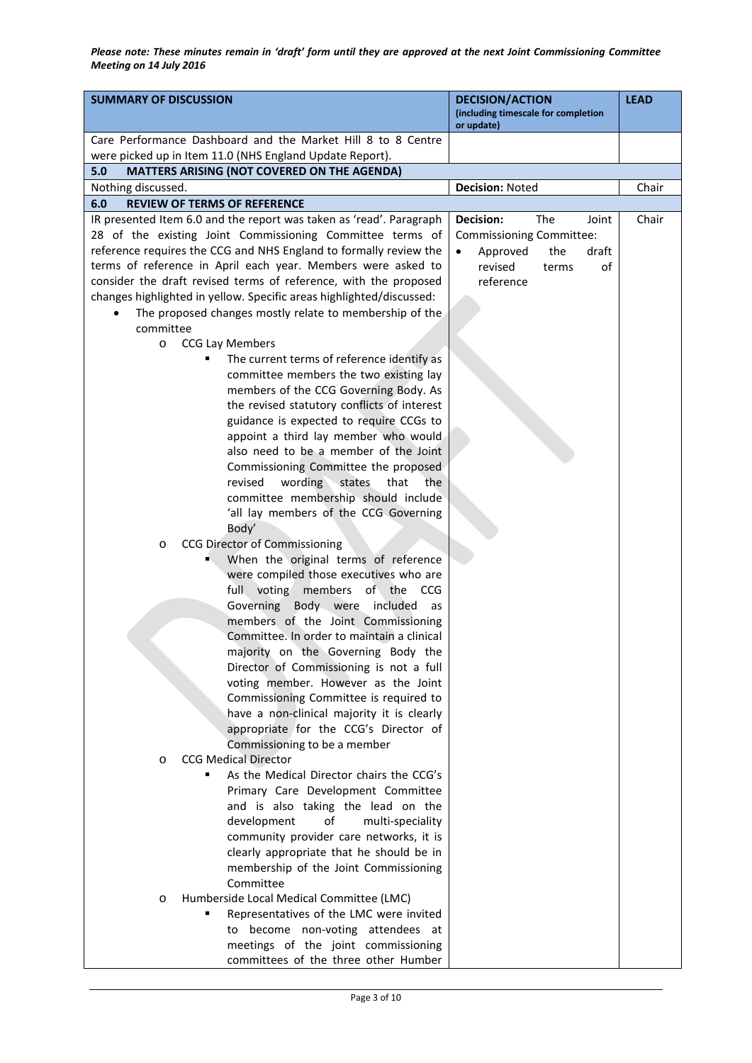*Please note: These minutes remain in 'draft' form until they are approved at the next Joint Commissioning Committee Meeting on 14 July 2016*

| SUMMARY OF DISCUSSION | DECISION/ACTION (including timescale for completion or update) | LEAD |
|---|---|---|
| Care Performance Dashboard and the Market Hill 8 to 8 Centre were picked up in Item 11.0 (NHS England Update Report). | | |
| **5.0 MATTERS ARISING (NOT COVERED ON THE AGENDA)** | | |
| Nothing discussed. | **Decision:** Noted | Chair |
| **6.0 REVIEW OF TERMS OF REFERENCE** | | |
| IR presented Item 6.0 and the report was taken as 'read'. Paragraph 28 of the existing Joint Commissioning Committee terms of reference requires the CCG and NHS England to formally review the terms of reference in April each year. Members were asked to consider the draft revised terms of reference, with the proposed changes highlighted in yellow. Specific areas highlighted/discussed:<br>• The proposed changes mostly relate to membership of the committee<br>o CCG Lay Members<br>▪ The current terms of reference identify as committee members the two existing lay members of the CCG Governing Body. As the revised statutory conflicts of interest guidance is expected to require CCGs to appoint a third lay member who would also need to be a member of the Joint Commissioning Committee the proposed revised wording states that the committee membership should include 'all lay members of the CCG Governing Body'<br>o CCG Director of Commissioning<br>▪ When the original terms of reference were compiled those executives who are full voting members of the CCG Governing Body were included as members of the Joint Commissioning Committee. In order to maintain a clinical majority on the Governing Body the Director of Commissioning is not a full voting member. However as the Joint Commissioning Committee is required to have a non-clinical majority it is clearly appropriate for the CCG's Director of Commissioning to be a member<br>o CCG Medical Director<br>▪ As the Medical Director chairs the CCG's Primary Care Development Committee and is also taking the lead on the development of multi-speciality community provider care networks, it is clearly appropriate that he should be in membership of the Joint Commissioning Committee<br>o Humberside Local Medical Committee (LMC)<br>▪ Representatives of the LMC were invited to become non-voting attendees at meetings of the joint commissioning committees of the three other Humber | **Decision:** The Joint Commissioning Committee:<br>• Approved the draft revised terms of reference | Chair |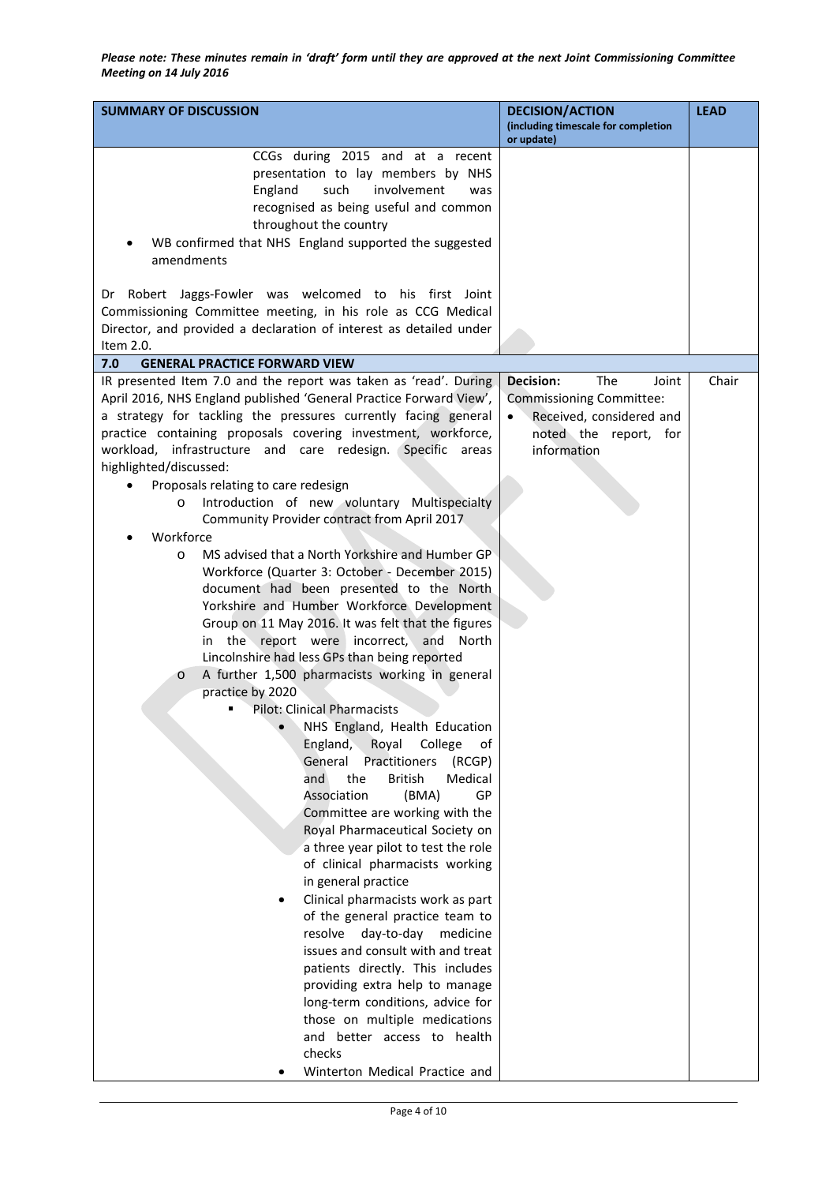*Please note: These minutes remain in 'draft' form until they are approved at the next Joint Commissioning Committee Meeting on 14 July 2016*

| SUMMARY OF DISCUSSION | DECISION/ACTION (including timescale for completion or update) | LEAD |
|---|---|---|
| CCGs during 2015 and at a recent presentation to lay members by NHS England such involvement was recognised as being useful and common throughout the country<br>• WB confirmed that NHS England supported the suggested amendments<br><br>Dr Robert Jaggs-Fowler was welcomed to his first Joint Commissioning Committee meeting, in his role as CCG Medical Director, and provided a declaration of interest as detailed under Item 2.0. | | |
| **7.0 GENERAL PRACTICE FORWARD VIEW** | | |
| IR presented Item 7.0 and the report was taken as 'read'. During April 2016, NHS England published 'General Practice Forward View', a strategy for tackling the pressures currently facing general practice containing proposals covering investment, workforce, workload, infrastructure and care redesign. Specific areas highlighted/discussed:<br>• Proposals relating to care redesign<br>  o Introduction of new voluntary Multispecialty Community Provider contract from April 2017<br>• Workforce<br>  o MS advised that a North Yorkshire and Humber GP Workforce (Quarter 3: October - December 2015) document had been presented to the North Yorkshire and Humber Workforce Development Group on 11 May 2016. It was felt that the figures in the report were incorrect, and North Lincolnshire had less GPs than being reported<br>  o A further 1,500 pharmacists working in general practice by 2020<br>    ▪ Pilot: Clinical Pharmacists<br>      • NHS England, Health Education England, Royal College of General Practitioners (RCGP) and the British Medical Association (BMA) GP Committee are working with the Royal Pharmaceutical Society on a three year pilot to test the role of clinical pharmacists working in general practice<br>      • Clinical pharmacists work as part of the general practice team to resolve day-to-day medicine issues and consult with and treat patients directly. This includes providing extra help to manage long-term conditions, advice for those on multiple medications and better access to health checks<br>      • Winterton Medical Practice and | **Decision:** The Joint Commissioning Committee:<br>• Received, considered and noted the report, for information | Chair |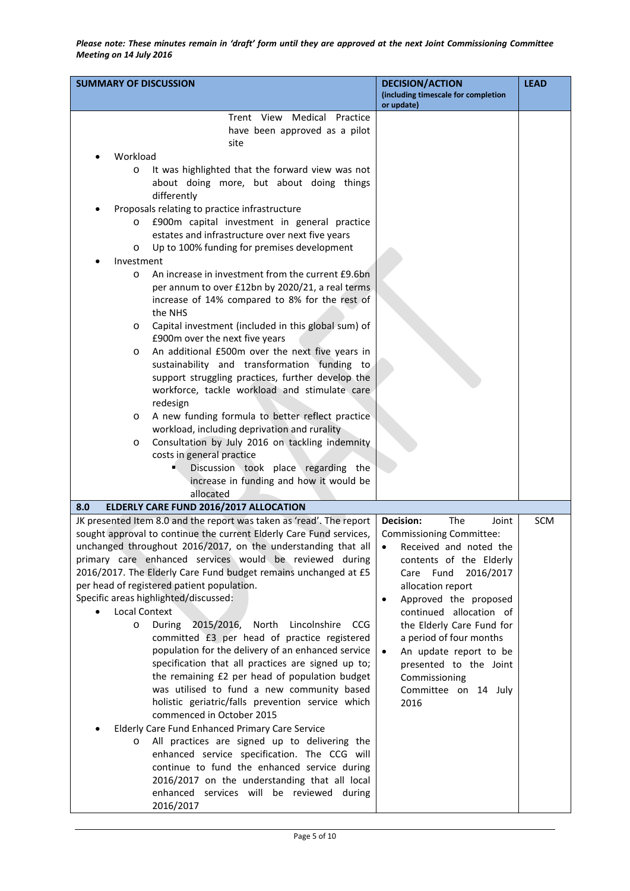*Please note: These minutes remain in 'draft' form until they are approved at the next Joint Commissioning Committee Meeting on 14 July 2016*

| SUMMARY OF DISCUSSION | DECISION/ACTION (including timescale for completion or update) | LEAD |
|---|---|---|
| Trent View Medical Practice have been approved as a pilot site<br>• Workload<br>  o It was highlighted that the forward view was not about doing more, but about doing things differently<br>• Proposals relating to practice infrastructure<br>  o £900m capital investment in general practice estates and infrastructure over next five years<br>  o Up to 100% funding for premises development<br>• Investment<br>  o An increase in investment from the current £9.6bn per annum to over £12bn by 2020/21, a real terms increase of 14% compared to 8% for the rest of the NHS<br>  o Capital investment (included in this global sum) of £900m over the next five years<br>  o An additional £500m over the next five years in sustainability and transformation funding to support struggling practices, further develop the workforce, tackle workload and stimulate care redesign<br>  o A new funding formula to better reflect practice workload, including deprivation and rurality<br>  o Consultation by July 2016 on tackling indemnity costs in general practice<br>    ▪ Discussion took place regarding the increase in funding and how it would be allocated | | |
| **8.0 ELDERLY CARE FUND 2016/2017 ALLOCATION** | | |
| JK presented Item 8.0 and the report was taken as 'read'. The report sought approval to continue the current Elderly Care Fund services, unchanged throughout 2016/2017, on the understanding that all primary care enhanced services would be reviewed during 2016/2017. The Elderly Care Fund budget remains unchanged at £5 per head of registered patient population.<br>Specific areas highlighted/discussed:<br>• Local Context<br>  o During 2015/2016, North Lincolnshire CCG committed £3 per head of practice registered population for the delivery of an enhanced service specification that all practices are signed up to; the remaining £2 per head of population budget was utilised to fund a new community based holistic geriatric/falls prevention service which commenced in October 2015<br>• Elderly Care Fund Enhanced Primary Care Service<br>  o All practices are signed up to delivering the enhanced service specification. The CCG will continue to fund the enhanced service during 2016/2017 on the understanding that all local enhanced services will be reviewed during 2016/2017 | **Decision:** The Joint Commissioning Committee:<br>• Received and noted the contents of the Elderly Care Fund 2016/2017 allocation report<br>• Approved the proposed continued allocation of the Elderly Care Fund for a period of four months<br>• An update report to be presented to the Joint Commissioning Committee on 14 July 2016 | SCM |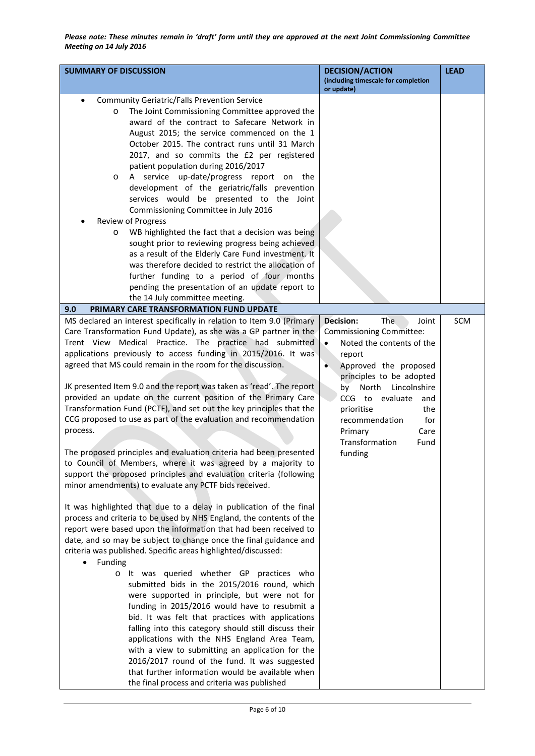*Please note: These minutes remain in 'draft' form until they are approved at the next Joint Commissioning Committee Meeting on 14 July 2016*

| SUMMARY OF DISCUSSION | DECISION/ACTION (including timescale for completion or update) | LEAD |
|---|---|---|
| • Community Geriatric/Falls Prevention Service<br>&nbsp;&nbsp;o The Joint Commissioning Committee approved the award of the contract to Safecare Network in August 2015; the service commenced on the 1 October 2015. The contract runs until 31 March 2017, and so commits the £2 per registered patient population during 2016/2017<br>&nbsp;&nbsp;o A service up-date/progress report on the development of the geriatric/falls prevention services would be presented to the Joint Commissioning Committee in July 2016<br>• Review of Progress<br>&nbsp;&nbsp;o WB highlighted the fact that a decision was being sought prior to reviewing progress being achieved as a result of the Elderly Care Fund investment. It was therefore decided to restrict the allocation of further funding to a period of four months pending the presentation of an update report to the 14 July committee meeting. | | |
| **9.0 PRIMARY CARE TRANSFORMATION FUND UPDATE** | | |
| MS declared an interest specifically in relation to Item 9.0 (Primary Care Transformation Fund Update), as she was a GP partner in the Trent View Medical Practice. The practice had submitted applications previously to access funding in 2015/2016. It was agreed that MS could remain in the room for the discussion.<br><br>JK presented Item 9.0 and the report was taken as 'read'. The report provided an update on the current position of the Primary Care Transformation Fund (PCTF), and set out the key principles that the CCG proposed to use as part of the evaluation and recommendation process.<br><br>The proposed principles and evaluation criteria had been presented to Council of Members, where it was agreed by a majority to support the proposed principles and evaluation criteria (following minor amendments) to evaluate any PCTF bids received.<br><br>It was highlighted that due to a delay in publication of the final process and criteria to be used by NHS England, the contents of the report were based upon the information that had been received to date, and so may be subject to change once the final guidance and criteria was published. Specific areas highlighted/discussed:<br>• Funding<br>&nbsp;&nbsp;o It was queried whether GP practices who submitted bids in the 2015/2016 round, which were supported in principle, but were not for funding in 2015/2016 would have to resubmit a bid. It was felt that practices with applications falling into this category should still discuss their applications with the NHS England Area Team, with a view to submitting an application for the 2016/2017 round of the fund. It was suggested that further information would be available when the final process and criteria was published | **Decision:** The Joint Commissioning Committee:<br>• Noted the contents of the report<br>• Approved the proposed principles to be adopted by North Lincolnshire CCG to evaluate and prioritise the recommendation for Primary Care Transformation Fund funding | SCM |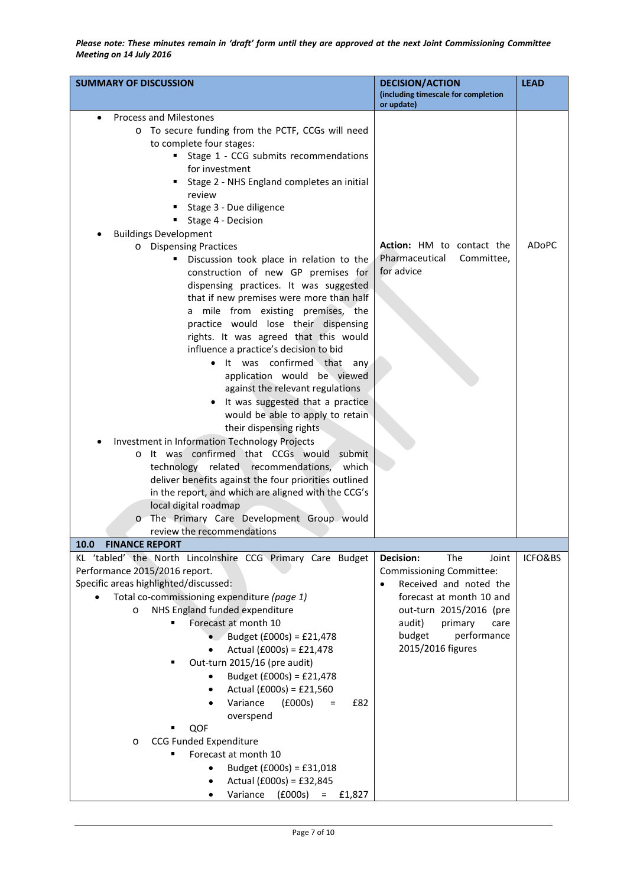*Please note: These minutes remain in 'draft' form until they are approved at the next Joint Commissioning Committee Meeting on 14 July 2016*

| SUMMARY OF DISCUSSION | DECISION/ACTION (including timescale for completion or update) | LEAD |
|---|---|---|
| • Process and Milestones<br>  o To secure funding from the PCTF, CCGs will need to complete four stages:<br>    ▪ Stage 1 - CCG submits recommendations for investment<br>    ▪ Stage 2 - NHS England completes an initial review<br>    ▪ Stage 3 - Due diligence<br>    ▪ Stage 4 - Decision<br>• Buildings Development<br>  o Dispensing Practices<br>    ▪ Discussion took place in relation to the construction of new GP premises for dispensing practices. It was suggested that if new premises were more than half a mile from existing premises, the practice would lose their dispensing rights. It was agreed that this would influence a practice's decision to bid<br>      • It was confirmed that any application would be viewed against the relevant regulations<br>      • It was suggested that a practice would be able to apply to retain their dispensing rights<br>• Investment in Information Technology Projects<br>  o It was confirmed that CCGs would submit technology related recommendations, which deliver benefits against the four priorities outlined in the report, and which are aligned with the CCG's local digital roadmap<br>  o The Primary Care Development Group would review the recommendations | **Action:** HM to contact the Pharmaceutical Committee, for advice | ADoPC |
| **10.0 FINANCE REPORT** | | |
| KL 'tabled' the North Lincolnshire CCG Primary Care Budget Performance 2015/2016 report.<br>Specific areas highlighted/discussed:<br>• Total co-commissioning expenditure *(page 1)*<br>  o NHS England funded expenditure<br>    ▪ Forecast at month 10<br>      • Budget (£000s) = £21,478<br>      • Actual (£000s) = £21,478<br>    ▪ Out-turn 2015/16 (pre audit)<br>      • Budget (£000s) = £21,478<br>      • Actual (£000s) = £21,560<br>      • Variance (£000s) = £82 overspend<br>    ▪ QOF<br>  o CCG Funded Expenditure<br>    ▪ Forecast at month 10<br>      • Budget (£000s) = £31,018<br>      • Actual (£000s) = £32,845<br>      • Variance (£000s) = £1,827 | **Decision:** The Joint Commissioning Committee:<br>• Received and noted the forecast at month 10 and out-turn 2015/2016 (pre audit) primary care budget performance 2015/2016 figures | ICFO&BS |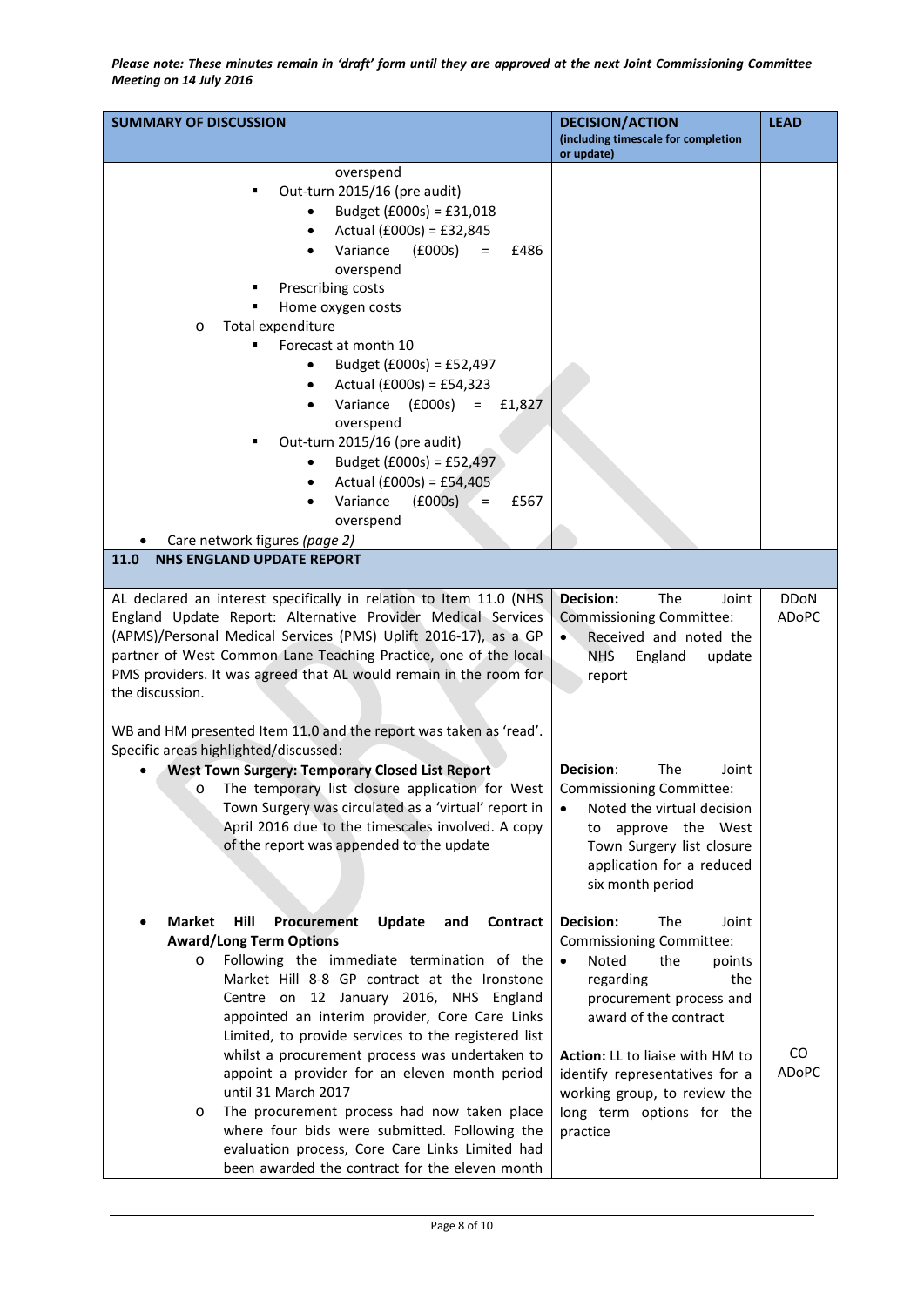*Please note: These minutes remain in 'draft' form until they are approved at the next Joint Commissioning Committee Meeting on 14 July 2016*

| SUMMARY OF DISCUSSION | DECISION/ACTION (including timescale for completion or update) | LEAD |
|---|---|---|
| overspend<br>▪ Out-turn 2015/16 (pre audit)<br>• Budget (£000s) = £31,018<br>• Actual (£000s) = £32,845<br>• Variance (£000s) = £486 overspend<br>▪ Prescribing costs<br>▪ Home oxygen costs<br>o Total expenditure<br>▪ Forecast at month 10<br>• Budget (£000s) = £52,497<br>• Actual (£000s) = £54,323<br>• Variance (£000s) = £1,827 overspend<br>▪ Out-turn 2015/16 (pre audit)<br>• Budget (£000s) = £52,497<br>• Actual (£000s) = £54,405<br>• Variance (£000s) = £567 overspend<br>• Care network figures *(page 2)* | | |
| **11.0 NHS ENGLAND UPDATE REPORT** | | |
| AL declared an interest specifically in relation to Item 11.0 (NHS England Update Report: Alternative Provider Medical Services (APMS)/Personal Medical Services (PMS) Uplift 2016-17), as a GP partner of West Common Lane Teaching Practice, one of the local PMS providers. It was agreed that AL would remain in the room for the discussion.<br><br>WB and HM presented Item 11.0 and the report was taken as 'read'. Specific areas highlighted/discussed: | **Decision:** The Joint Commissioning Committee:<br>• Received and noted the NHS England update report | DDoN ADoPC |
| • **West Town Surgery: Temporary Closed List Report**<br>o The temporary list closure application for West Town Surgery was circulated as a 'virtual' report in April 2016 due to the timescales involved. A copy of the report was appended to the update | **Decision**: The Joint Commissioning Committee:<br>• Noted the virtual decision to approve the West Town Surgery list closure application for a reduced six month period | |
| • **Market Hill Procurement Update and Contract Award/Long Term Options**<br>o Following the immediate termination of the Market Hill 8-8 GP contract at the Ironstone Centre on 12 January 2016, NHS England appointed an interim provider, Core Care Links Limited, to provide services to the registered list whilst a procurement process was undertaken to appoint a provider for an eleven month period until 31 March 2017<br>o The procurement process had now taken place where four bids were submitted. Following the evaluation process, Core Care Links Limited had been awarded the contract for the eleven month | **Decision:** The Joint Commissioning Committee:<br>• Noted the points regarding the procurement process and award of the contract<br><br>**Action:** LL to liaise with HM to identify representatives for a working group, to review the long term options for the practice | <br><br><br><br>CO ADoPC |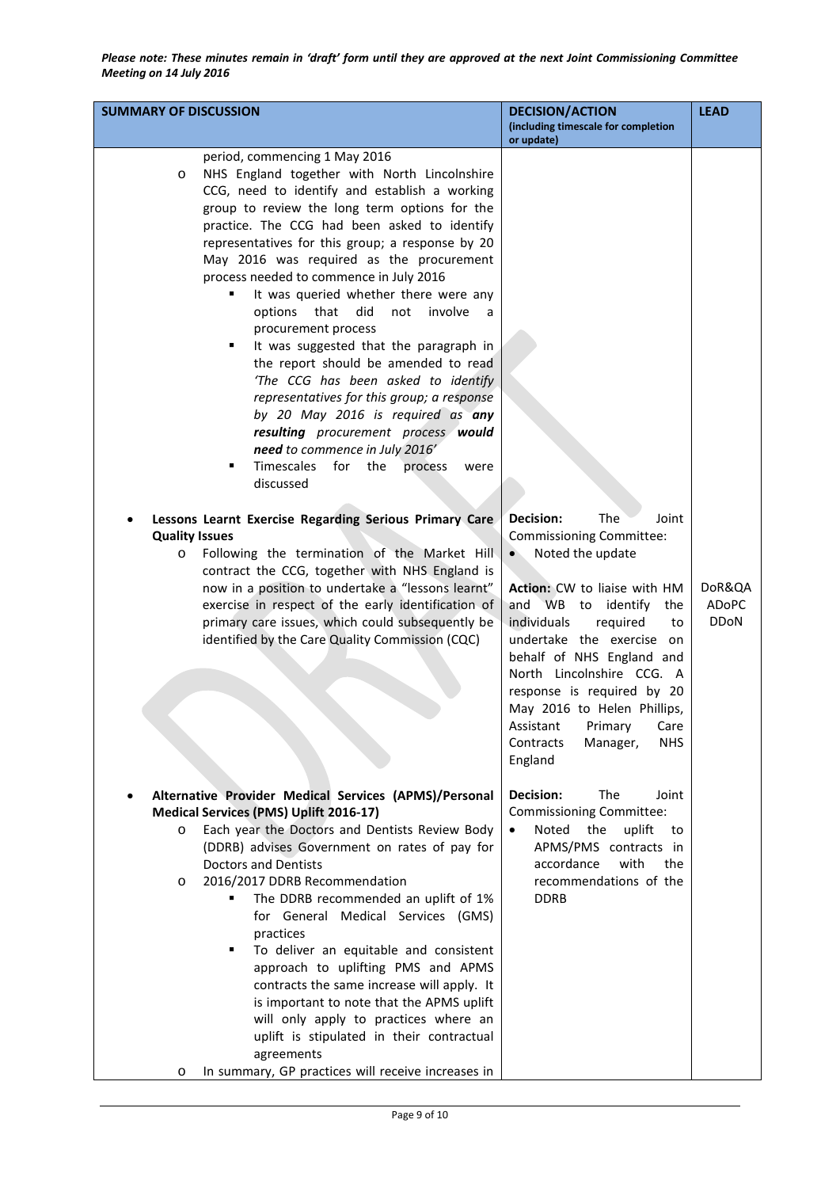*Please note: These minutes remain in 'draft' form until they are approved at the next Joint Commissioning Committee Meeting on 14 July 2016*

| SUMMARY OF DISCUSSION | DECISION/ACTION (including timescale for completion or update) | LEAD |
|---|---|---|
| period, commencing 1 May 2016<br>o NHS England together with North Lincolnshire CCG, need to identify and establish a working group to review the long term options for the practice. The CCG had been asked to identify representatives for this group; a response by 20 May 2016 was required as the procurement process needed to commence in July 2016<br>&nbsp;&nbsp;▪ It was queried whether there were any options that did not involve a procurement process<br>&nbsp;&nbsp;▪ It was suggested that the paragraph in the report should be amended to read *'The CCG has been asked to identify representatives for this group; a response by 20 May 2016 is required as **any resulting** procurement process **would need** to commence in July 2016'*<br>&nbsp;&nbsp;▪ Timescales for the process were discussed | | |
| • **Lessons Learnt Exercise Regarding Serious Primary Care Quality Issues**<br>o Following the termination of the Market Hill contract the CCG, together with NHS England is now in a position to undertake a "lessons learnt" exercise in respect of the early identification of primary care issues, which could subsequently be identified by the Care Quality Commission (CQC) | **Decision:** The Joint Commissioning Committee:<br>• Noted the update<br><br>**Action:** CW to liaise with HM and WB to identify the individuals required to undertake the exercise on behalf of NHS England and North Lincolnshire CCG. A response is required by 20 May 2016 to Helen Phillips, Assistant Primary Care Contracts Manager, NHS England | DoR&QA<br>ADoPC<br>DDoN |
| • **Alternative Provider Medical Services (APMS)/Personal Medical Services (PMS) Uplift 2016-17)**<br>o Each year the Doctors and Dentists Review Body (DDRB) advises Government on rates of pay for Doctors and Dentists<br>o 2016/2017 DDRB Recommendation<br>&nbsp;&nbsp;▪ The DDRB recommended an uplift of 1% for General Medical Services (GMS) practices<br>&nbsp;&nbsp;▪ To deliver an equitable and consistent approach to uplifting PMS and APMS contracts the same increase will apply. It is important to note that the APMS uplift will only apply to practices where an uplift is stipulated in their contractual agreements<br>o In summary, GP practices will receive increases in | **Decision:** The Joint Commissioning Committee:<br>• Noted the uplift to APMS/PMS contracts in accordance with the recommendations of the DDRB | |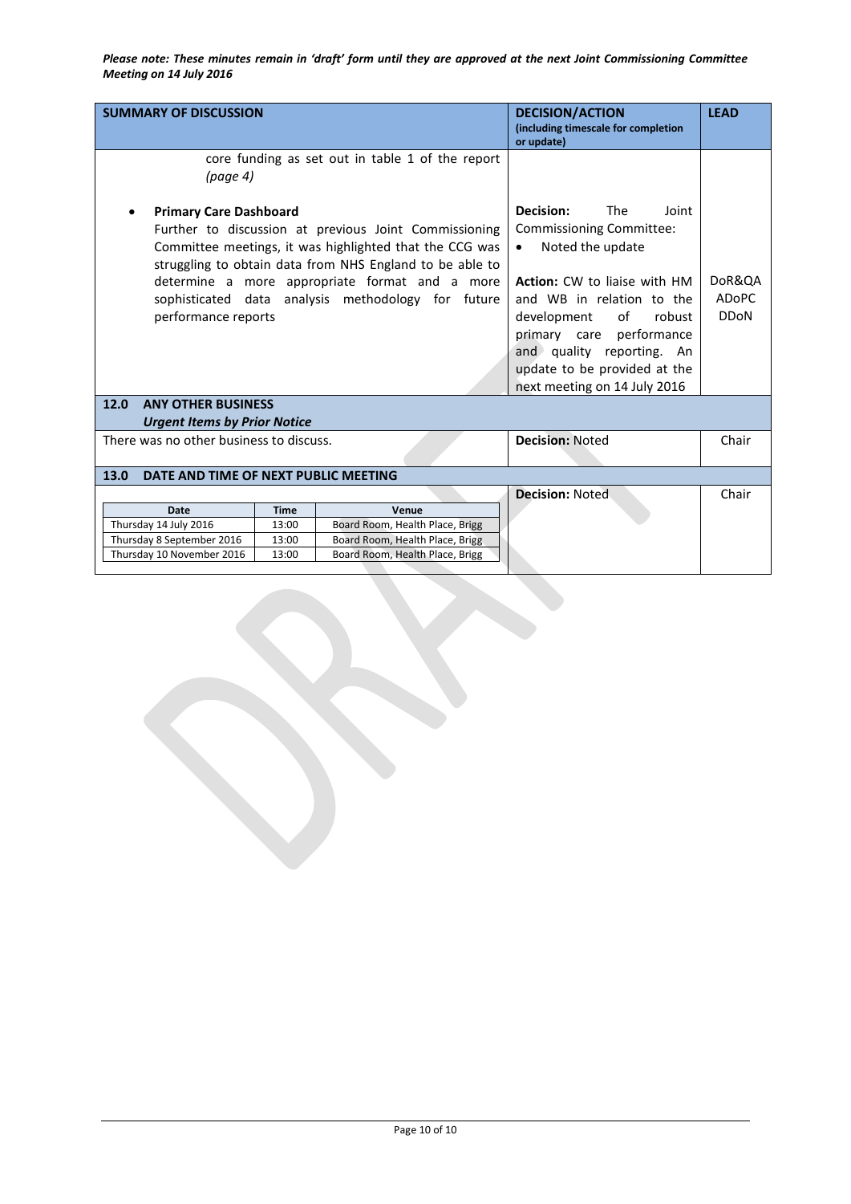*Please note: These minutes remain in 'draft' form until they are approved at the next Joint Commissioning Committee Meeting on 14 July 2016*

| SUMMARY OF DISCUSSION | DECISION/ACTION (including timescale for completion or update) | LEAD |
|---|---|---|
| core funding as set out in table 1 of the report *(page 4)*<br><br>• **Primary Care Dashboard**<br>Further to discussion at previous Joint Commissioning Committee meetings, it was highlighted that the CCG was struggling to obtain data from NHS England to be able to determine a more appropriate format and a more sophisticated data analysis methodology for future performance reports | **Decision:** The Joint Commissioning Committee:<br>• Noted the update<br><br>**Action:** CW to liaise with HM and WB in relation to the development of robust primary care performance and quality reporting. An update to be provided at the next meeting on 14 July 2016 | DoR&QA<br>ADoPC<br>DDoN |
| **12.0 ANY OTHER BUSINESS**<br>***Urgent Items by Prior Notice*** | | |
| There was no other business to discuss. | **Decision:** Noted | Chair |
| **13.0 DATE AND TIME OF NEXT PUBLIC MEETING** | | |
| See table below | **Decision:** Noted | Chair |

| Date | Time | Venue |
|---|---|---|
| Thursday 14 July 2016 | 13:00 | Board Room, Health Place, Brigg |
| Thursday 8 September 2016 | 13:00 | Board Room, Health Place, Brigg |
| Thursday 10 November 2016 | 13:00 | Board Room, Health Place, Brigg |